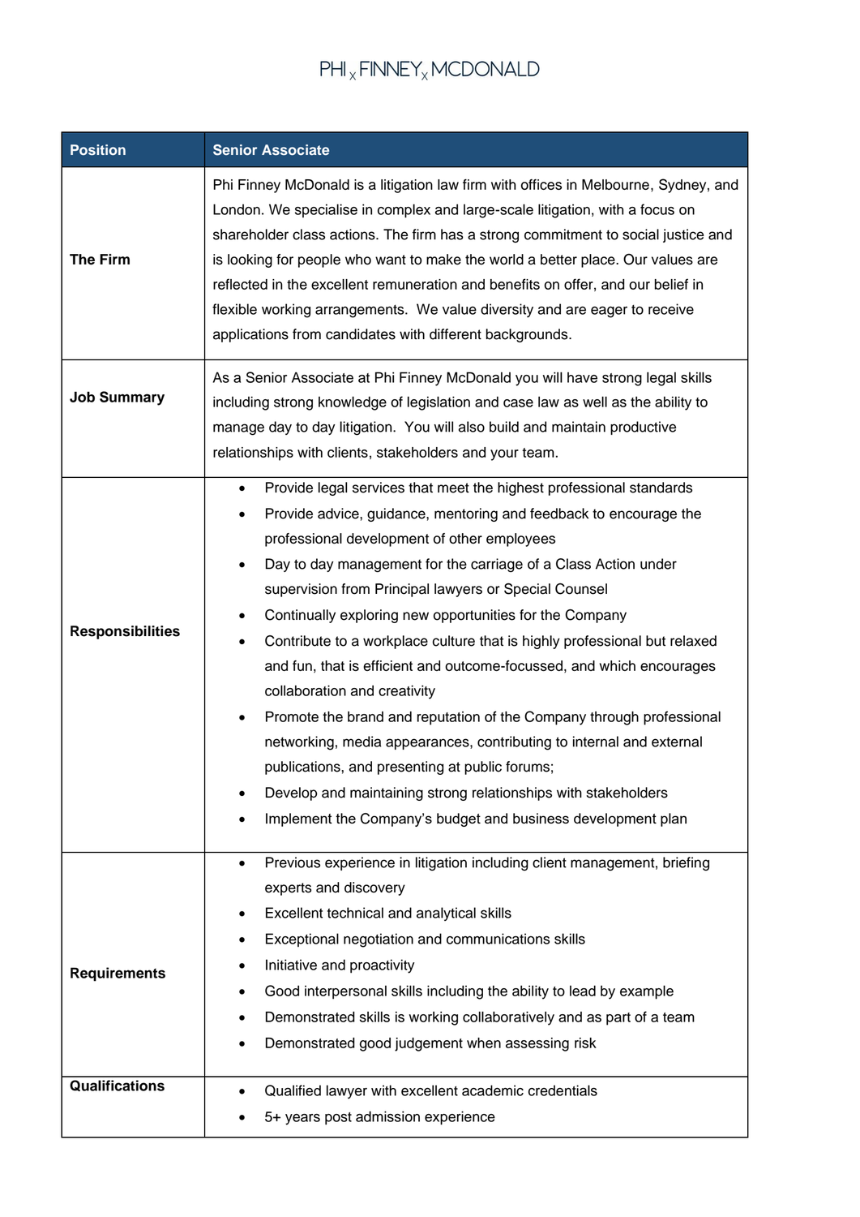PHI x FINNEY x MCDONALD

| Position | Senior Associate |
|---|---|
| **The Firm** | Phi Finney McDonald is a litigation law firm with offices in Melbourne, Sydney, and London. We specialise in complex and large-scale litigation, with a focus on shareholder class actions. The firm has a strong commitment to social justice and is looking for people who want to make the world a better place. Our values are reflected in the excellent remuneration and benefits on offer, and our belief in flexible working arrangements. We value diversity and are eager to receive applications from candidates with different backgrounds. |
| **Job Summary** | As a Senior Associate at Phi Finney McDonald you will have strong legal skills including strong knowledge of legislation and case law as well as the ability to manage day to day litigation. You will also build and maintain productive relationships with clients, stakeholders and your team. |
| **Responsibilities** | • Provide legal services that meet the highest professional standards<br>• Provide advice, guidance, mentoring and feedback to encourage the professional development of other employees<br>• Day to day management for the carriage of a Class Action under supervision from Principal lawyers or Special Counsel<br>• Continually exploring new opportunities for the Company<br>• Contribute to a workplace culture that is highly professional but relaxed and fun, that is efficient and outcome-focussed, and which encourages collaboration and creativity<br>• Promote the brand and reputation of the Company through professional networking, media appearances, contributing to internal and external publications, and presenting at public forums;<br>• Develop and maintaining strong relationships with stakeholders<br>• Implement the Company's budget and business development plan |
| **Requirements** | • Previous experience in litigation including client management, briefing experts and discovery<br>• Excellent technical and analytical skills<br>• Exceptional negotiation and communications skills<br>• Initiative and proactivity<br>• Good interpersonal skills including the ability to lead by example<br>• Demonstrated skills is working collaboratively and as part of a team<br>• Demonstrated good judgement when assessing risk |
| **Qualifications** | • Qualified lawyer with excellent academic credentials<br>• 5+ years post admission experience |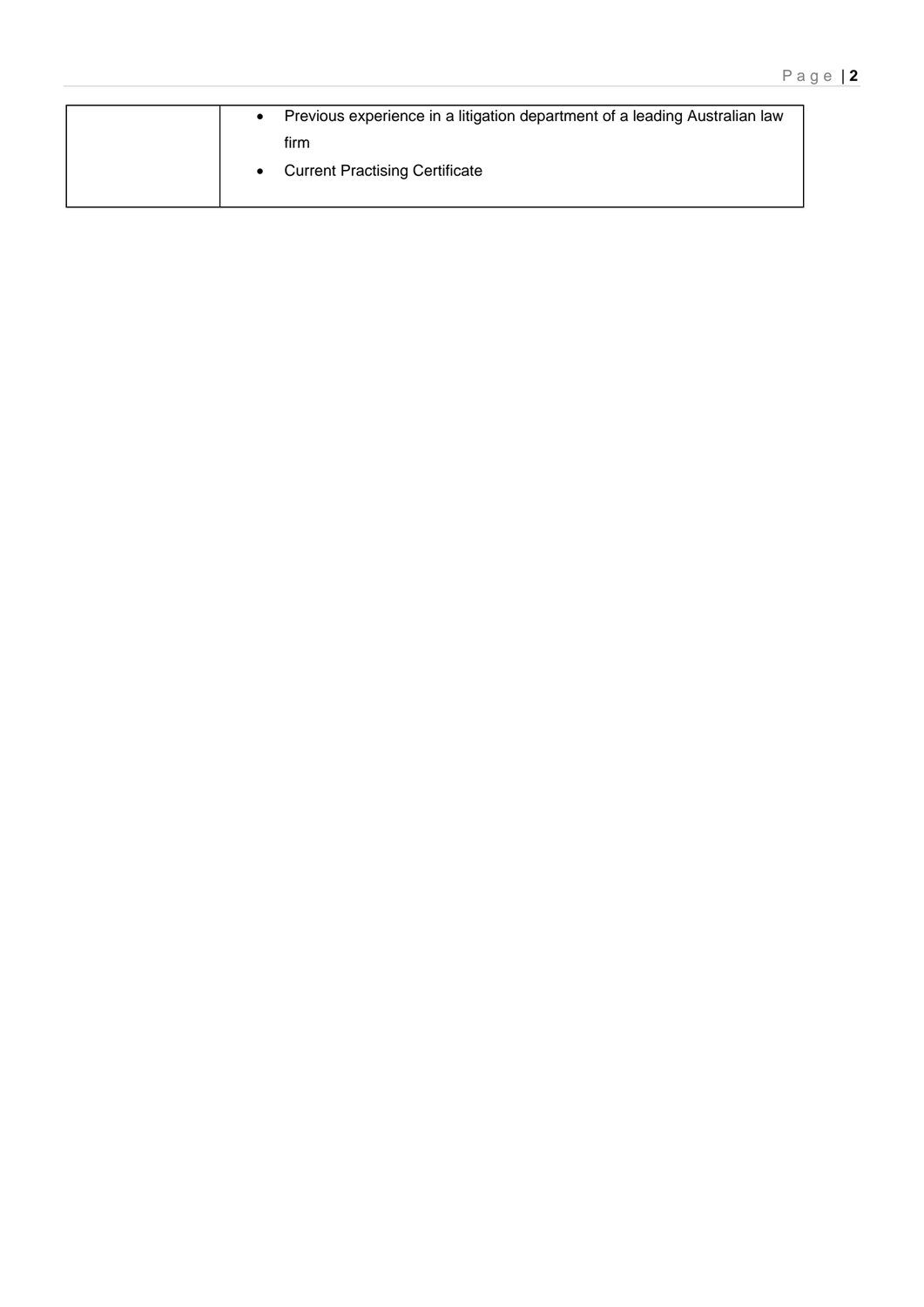| | |
|---|---|
| | • Previous experience in a litigation department of a leading Australian law firm<br>• Current Practising Certificate |